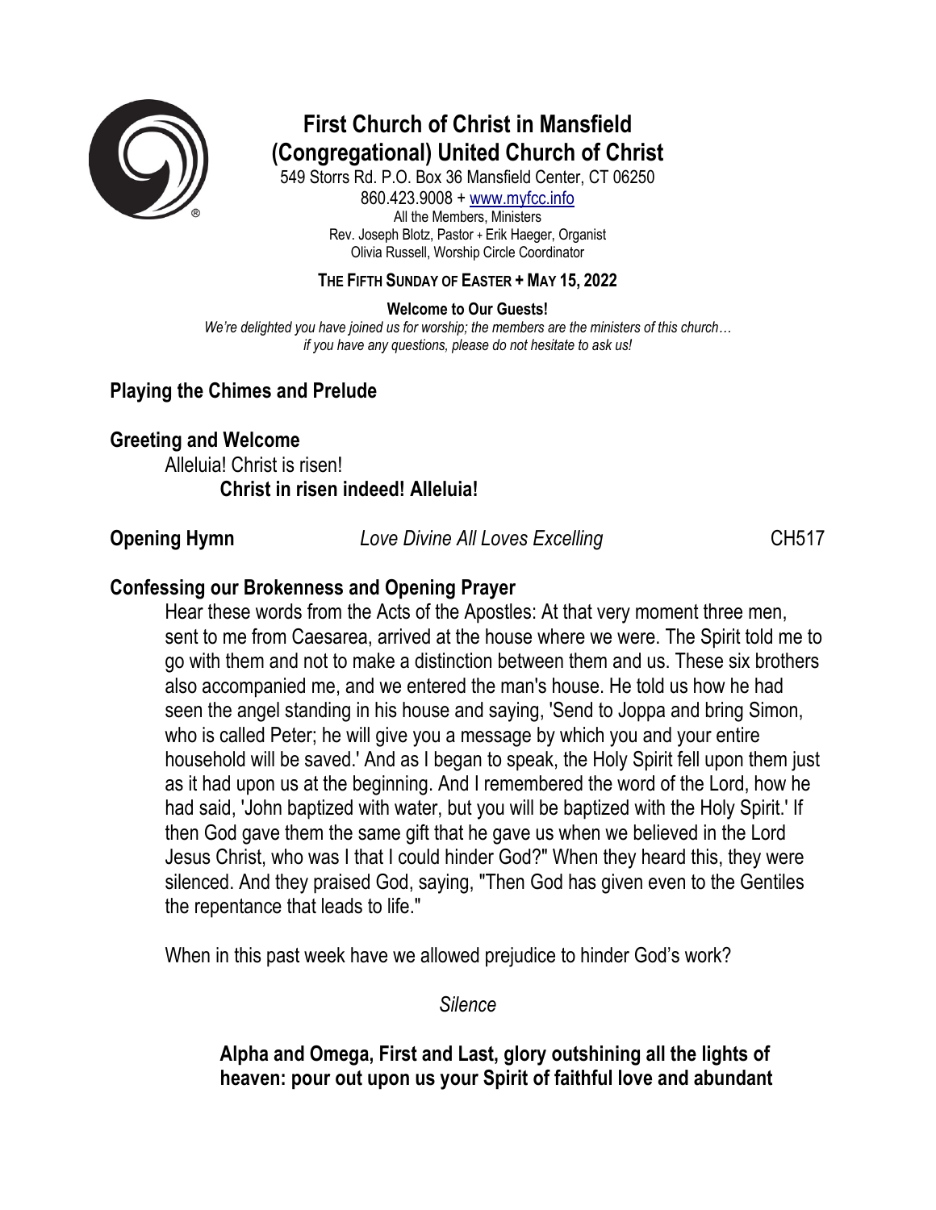# First Church of Christ in Mansfield (Congregational) United Church of Christ

549 Storrs Rd. P.O. Box 36 Mansfield Center, CT 06250
860.423.9008 + www.myfcc.info
All the Members, Ministers
Rev. Joseph Blotz, Pastor + Erik Haeger, Organist
Olivia Russell, Worship Circle Coordinator

**THE FIFTH SUNDAY OF EASTER + MAY 15, 2022**

**Welcome to Our Guests!**

*We're delighted you have joined us for worship; the members are the ministers of this church… if you have any questions, please do not hesitate to ask us!*

## Playing the Chimes and Prelude

## Greeting and Welcome

Alleluia! Christ is risen!

**Christ in risen indeed! Alleluia!**

**Opening Hymn** *Love Divine All Loves Excelling* CH517

## Confessing our Brokenness and Opening Prayer

Hear these words from the Acts of the Apostles: At that very moment three men, sent to me from Caesarea, arrived at the house where we were. The Spirit told me to go with them and not to make a distinction between them and us. These six brothers also accompanied me, and we entered the man's house. He told us how he had seen the angel standing in his house and saying, 'Send to Joppa and bring Simon, who is called Peter; he will give you a message by which you and your entire household will be saved.' And as I began to speak, the Holy Spirit fell upon them just as it had upon us at the beginning. And I remembered the word of the Lord, how he had said, 'John baptized with water, but you will be baptized with the Holy Spirit.' If then God gave them the same gift that he gave us when we believed in the Lord Jesus Christ, who was I that I could hinder God?" When they heard this, they were silenced. And they praised God, saying, "Then God has given even to the Gentiles the repentance that leads to life."

When in this past week have we allowed prejudice to hinder God's work?

*Silence*

**Alpha and Omega, First and Last, glory outshining all the lights of heaven: pour out upon us your Spirit of faithful love and abundant**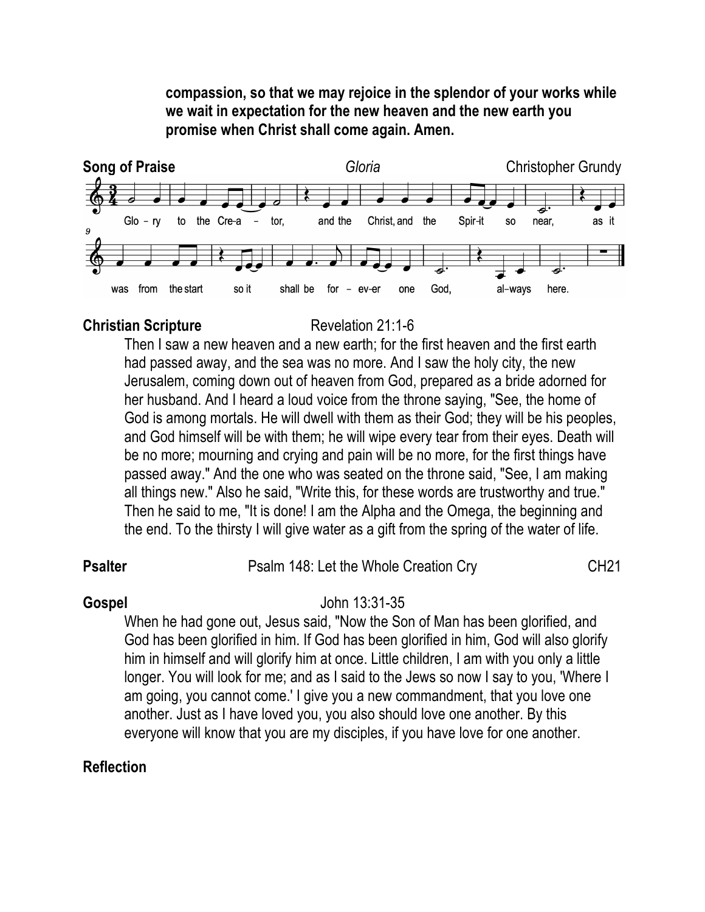**compassion, so that we may rejoice in the splendor of your works while we wait in expectation for the new heaven and the new earth you promise when Christ shall come again. Amen.**

**Song of Praise** *Gloria* Christopher Grundy

Glo – ry to the Cre–a – tor, and the Christ, and the Spir-it so near, as it was from the start so it shall be for – ev–er one God, al–ways here.

**Christian Scripture** Revelation 21:1-6

Then I saw a new heaven and a new earth; for the first heaven and the first earth had passed away, and the sea was no more. And I saw the holy city, the new Jerusalem, coming down out of heaven from God, prepared as a bride adorned for her husband. And I heard a loud voice from the throne saying, "See, the home of God is among mortals. He will dwell with them as their God; they will be his peoples, and God himself will be with them; he will wipe every tear from their eyes. Death will be no more; mourning and crying and pain will be no more, for the first things have passed away." And the one who was seated on the throne said, "See, I am making all things new." Also he said, "Write this, for these words are trustworthy and true." Then he said to me, "It is done! I am the Alpha and the Omega, the beginning and the end. To the thirsty I will give water as a gift from the spring of the water of life.

**Psalter** Psalm 148: Let the Whole Creation Cry CH21

**Gospel** John 13:31-35

When he had gone out, Jesus said, "Now the Son of Man has been glorified, and God has been glorified in him. If God has been glorified in him, God will also glorify him in himself and will glorify him at once. Little children, I am with you only a little longer. You will look for me; and as I said to the Jews so now I say to you, 'Where I am going, you cannot come.' I give you a new commandment, that you love one another. Just as I have loved you, you also should love one another. By this everyone will know that you are my disciples, if you have love for one another.

**Reflection**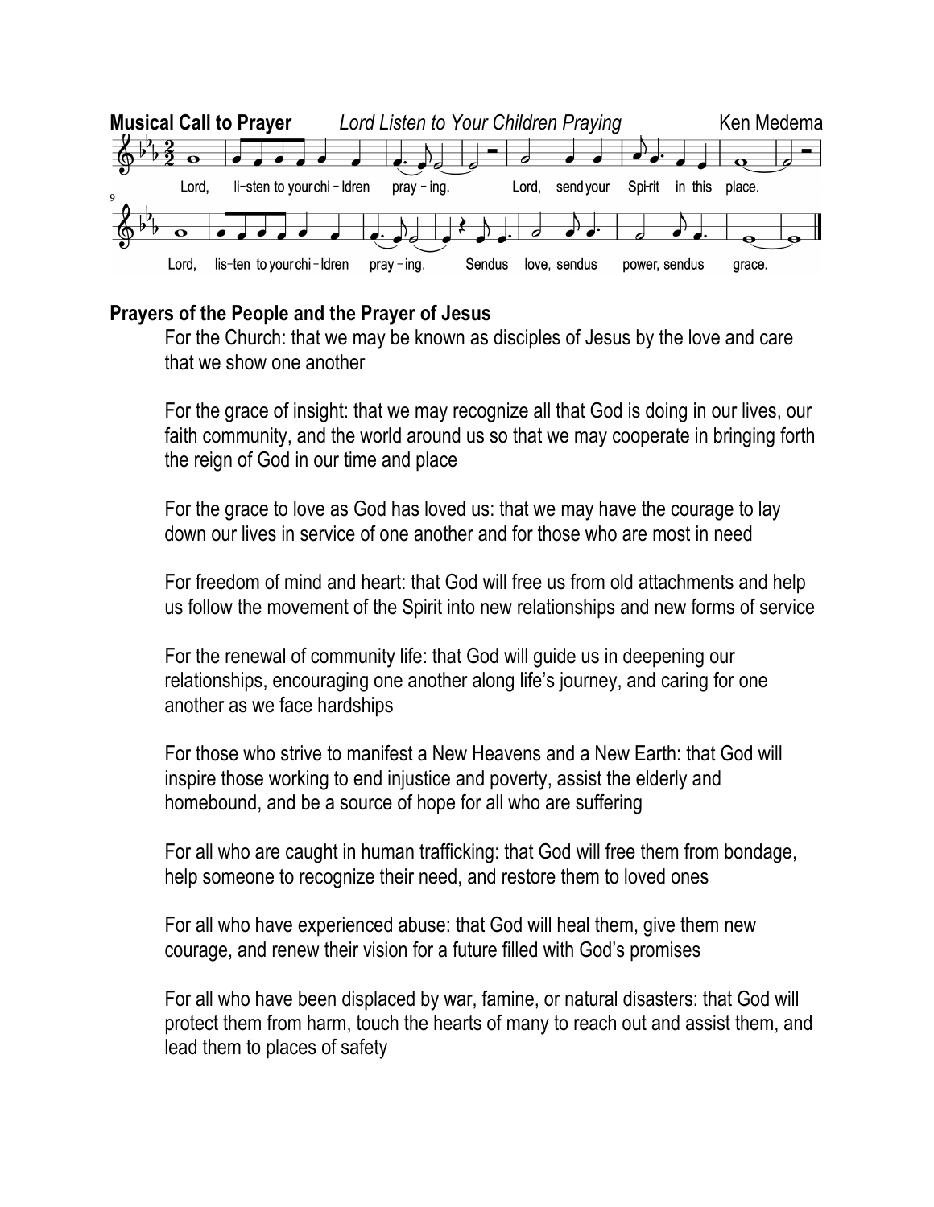**Musical Call to Prayer** *Lord Listen to Your Children Praying* Ken Medema

Lord, li-sten to your chi - ldren pray - ing. Lord, send your Spi-rit in this place.

Lord, lis-ten to your chi - ldren pray - ing. Send us love, send us power, send us grace.

## Prayers of the People and the Prayer of Jesus

For the Church: that we may be known as disciples of Jesus by the love and care that we show one another

For the grace of insight: that we may recognize all that God is doing in our lives, our faith community, and the world around us so that we may cooperate in bringing forth the reign of God in our time and place

For the grace to love as God has loved us: that we may have the courage to lay down our lives in service of one another and for those who are most in need

For freedom of mind and heart: that God will free us from old attachments and help us follow the movement of the Spirit into new relationships and new forms of service

For the renewal of community life: that God will guide us in deepening our relationships, encouraging one another along life's journey, and caring for one another as we face hardships

For those who strive to manifest a New Heavens and a New Earth: that God will inspire those working to end injustice and poverty, assist the elderly and homebound, and be a source of hope for all who are suffering

For all who are caught in human trafficking: that God will free them from bondage, help someone to recognize their need, and restore them to loved ones

For all who have experienced abuse: that God will heal them, give them new courage, and renew their vision for a future filled with God's promises

For all who have been displaced by war, famine, or natural disasters: that God will protect them from harm, touch the hearts of many to reach out and assist them, and lead them to places of safety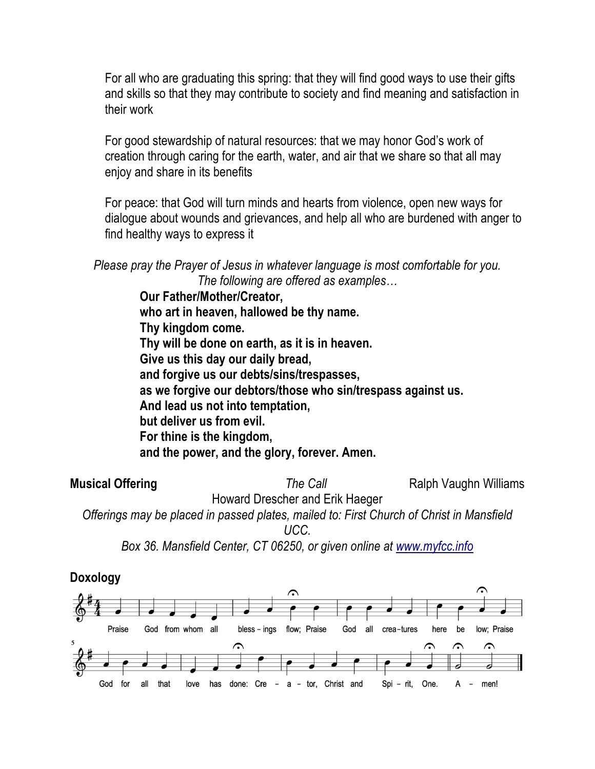For all who are graduating this spring: that they will find good ways to use their gifts and skills so that they may contribute to society and find meaning and satisfaction in their work

For good stewardship of natural resources: that we may honor God's work of creation through caring for the earth, water, and air that we share so that all may enjoy and share in its benefits

For peace: that God will turn minds and hearts from violence, open new ways for dialogue about wounds and grievances, and help all who are burdened with anger to find healthy ways to express it

*Please pray the Prayer of Jesus in whatever language is most comfortable for you. The following are offered as examples…*

**Our Father/Mother/Creator,**
**who art in heaven, hallowed be thy name.**
**Thy kingdom come.**
**Thy will be done on earth, as it is in heaven.**
**Give us this day our daily bread,**
**and forgive us our debts/sins/trespasses,**
**as we forgive our debtors/those who sin/trespass against us.**
**And lead us not into temptation,**
**but deliver us from evil.**
**For thine is the kingdom,**
**and the power, and the glory, forever. Amen.**

**Musical Offering** *The Call* Ralph Vaughn Williams
Howard Drescher and Erik Haeger

*Offerings may be placed in passed plates, mailed to: First Church of Christ in Mansfield UCC.*
*Box 36. Mansfield Center, CT 06250, or given online at [www.myfcc.info](www.myfcc.info)*

**Doxology**

Praise God from whom all bless – ings flow; Praise God all crea–tures here be low; Praise God for all that love has done: Cre – a – tor, Christ and Spi – rit, One. A – men!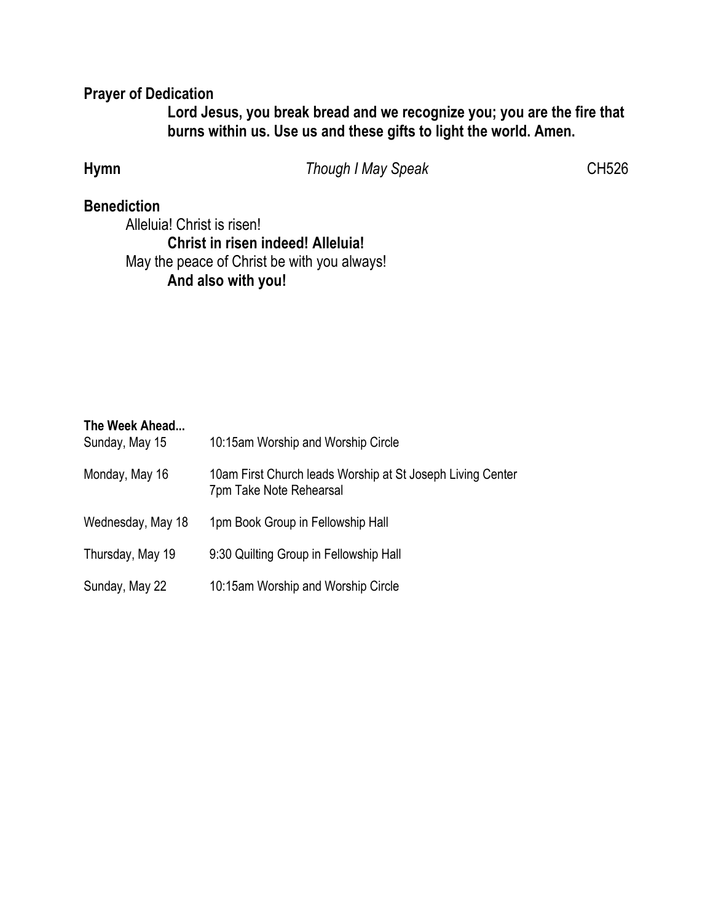**Prayer of Dedication**

**Lord Jesus, you break bread and we recognize you; you are the fire that burns within us. Use us and these gifts to light the world. Amen.**

**Hymn** *Though I May Speak* CH526

**Benediction**

Alleluia! Christ is risen!

**Christ in risen indeed! Alleluia!**

May the peace of Christ be with you always!

**And also with you!**

**The Week Ahead...**

| | |
|---|---|
| Sunday, May 15 | 10:15am Worship and Worship Circle |
| Monday, May 16 | 10am First Church leads Worship at St Joseph Living Center<br>7pm Take Note Rehearsal |
| Wednesday, May 18 | 1pm Book Group in Fellowship Hall |
| Thursday, May 19 | 9:30 Quilting Group in Fellowship Hall |
| Sunday, May 22 | 10:15am Worship and Worship Circle |